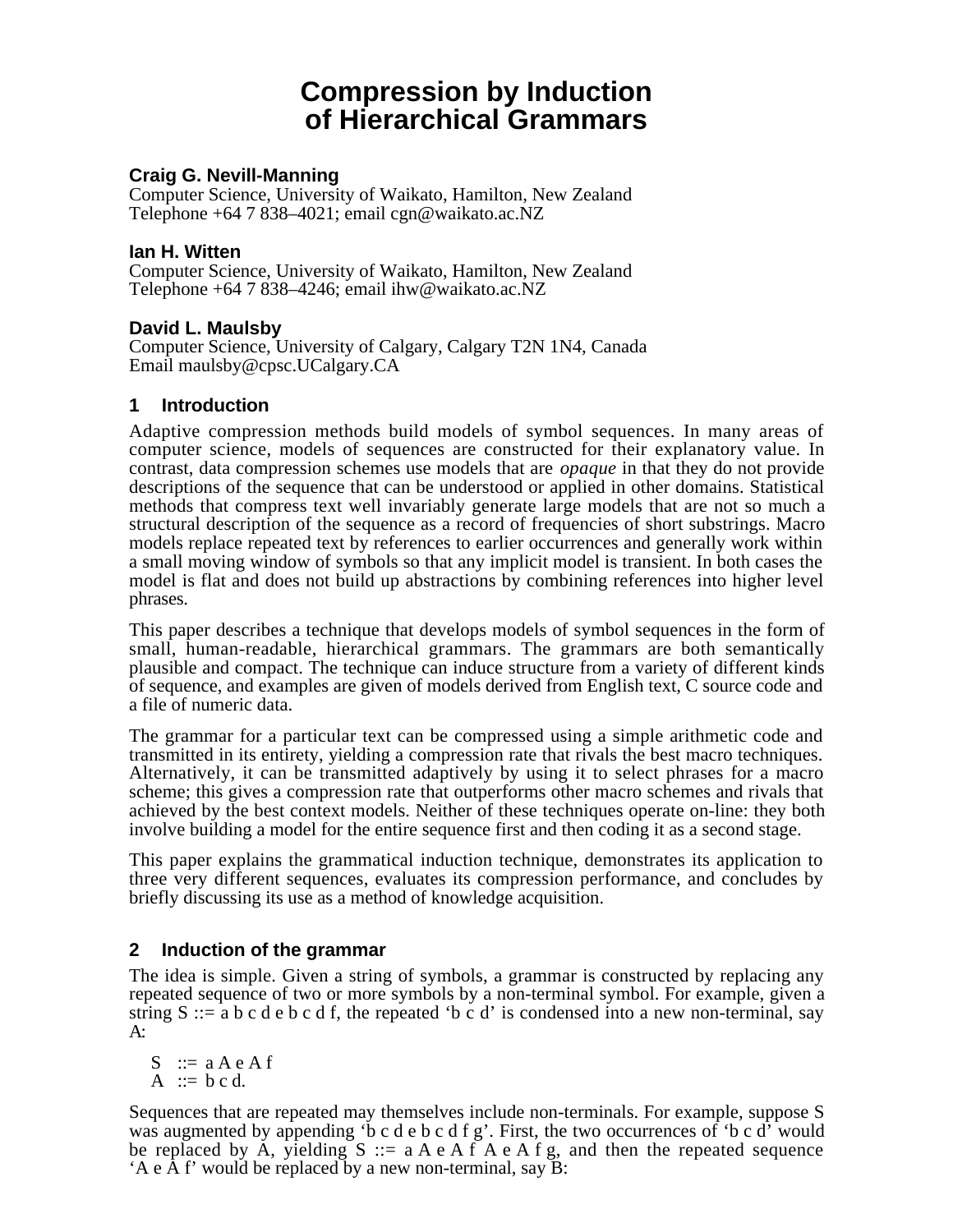# Compression by Induction of Hierarchical Grammars

**Craig G. Nevill-Manning**
Computer Science, University of Waikato, Hamilton, New Zealand
Telephone +64 7 838–4021; email cgn@waikato.ac.NZ

**Ian H. Witten**
Computer Science, University of Waikato, Hamilton, New Zealand
Telephone +64 7 838–4246; email ihw@waikato.ac.NZ

**David L. Maulsby**
Computer Science, University of Calgary, Calgary T2N 1N4, Canada
Email maulsby@cpsc.UCalgary.CA

## 1 Introduction

Adaptive compression methods build models of symbol sequences. In many areas of computer science, models of sequences are constructed for their explanatory value. In contrast, data compression schemes use models that are *opaque* in that they do not provide descriptions of the sequence that can be understood or applied in other domains. Statistical methods that compress text well invariably generate large models that are not so much a structural description of the sequence as a record of frequencies of short substrings. Macro models replace repeated text by references to earlier occurrences and generally work within a small moving window of symbols so that any implicit model is transient. In both cases the model is flat and does not build up abstractions by combining references into higher level phrases.

This paper describes a technique that develops models of symbol sequences in the form of small, human-readable, hierarchical grammars. The grammars are both semantically plausible and compact. The technique can induce structure from a variety of different kinds of sequence, and examples are given of models derived from English text, C source code and a file of numeric data.

The grammar for a particular text can be compressed using a simple arithmetic code and transmitted in its entirety, yielding a compression rate that rivals the best macro techniques. Alternatively, it can be transmitted adaptively by using it to select phrases for a macro scheme; this gives a compression rate that outperforms other macro schemes and rivals that achieved by the best context models. Neither of these techniques operate on-line: they both involve building a model for the entire sequence first and then coding it as a second stage.

This paper explains the grammatical induction technique, demonstrates its application to three very different sequences, evaluates its compression performance, and concludes by briefly discussing its use as a method of knowledge acquisition.

## 2 Induction of the grammar

The idea is simple. Given a string of symbols, a grammar is constructed by replacing any repeated sequence of two or more symbols by a non-terminal symbol. For example, given a string S ::= a b c d e b c d f, the repeated 'b c d' is condensed into a new non-terminal, say A:

S ::= a A e A f
A ::= b c d.

Sequences that are repeated may themselves include non-terminals. For example, suppose S was augmented by appending 'b c d e b c d f g'. First, the two occurrences of 'b c d' would be replaced by A, yielding S ::= a A e A f A e A f g, and then the repeated sequence 'A e A f' would be replaced by a new non-terminal, say B: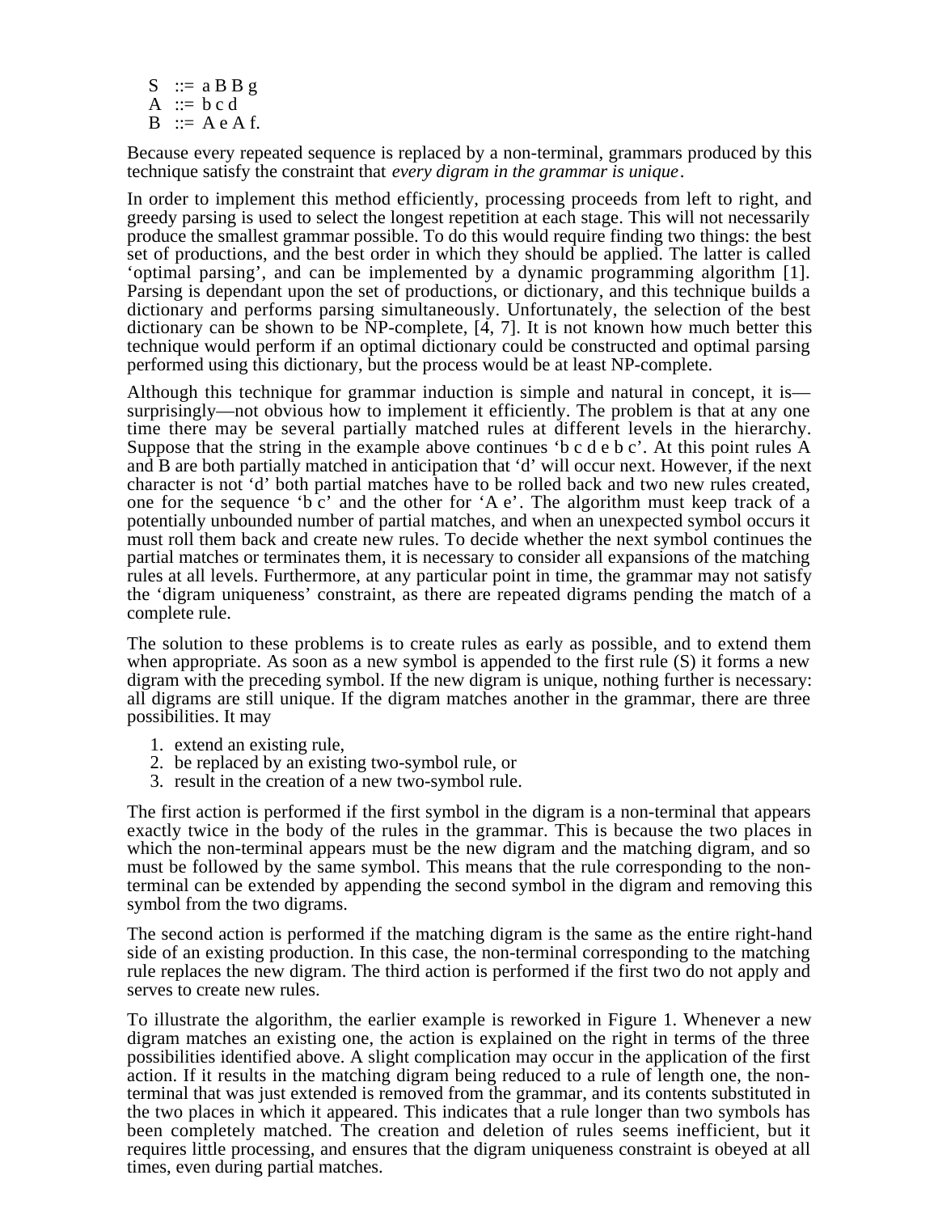```
S  ::=  a B B g
A  ::=  b c d
B  ::=  A e A f.
```

Because every repeated sequence is replaced by a non-terminal, grammars produced by this technique satisfy the constraint that *every digram in the grammar is unique*.

In order to implement this method efficiently, processing proceeds from left to right, and greedy parsing is used to select the longest repetition at each stage. This will not necessarily produce the smallest grammar possible. To do this would require finding two things: the best set of productions, and the best order in which they should be applied. The latter is called 'optimal parsing', and can be implemented by a dynamic programming algorithm [1]. Parsing is dependant upon the set of productions, or dictionary, and this technique builds a dictionary and performs parsing simultaneously. Unfortunately, the selection of the best dictionary can be shown to be NP-complete, [4, 7]. It is not known how much better this technique would perform if an optimal dictionary could be constructed and optimal parsing performed using this dictionary, but the process would be at least NP-complete.

Although this technique for grammar induction is simple and natural in concept, it is—surprisingly—not obvious how to implement it efficiently. The problem is that at any one time there may be several partially matched rules at different levels in the hierarchy. Suppose that the string in the example above continues 'b c d e b c'. At this point rules A and B are both partially matched in anticipation that 'd' will occur next. However, if the next character is not 'd' both partial matches have to be rolled back and two new rules created, one for the sequence 'b c' and the other for 'A e'. The algorithm must keep track of a potentially unbounded number of partial matches, and when an unexpected symbol occurs it must roll them back and create new rules. To decide whether the next symbol continues the partial matches or terminates them, it is necessary to consider all expansions of the matching rules at all levels. Furthermore, at any particular point in time, the grammar may not satisfy the 'digram uniqueness' constraint, as there are repeated digrams pending the match of a complete rule.

The solution to these problems is to create rules as early as possible, and to extend them when appropriate. As soon as a new symbol is appended to the first rule (S) it forms a new digram with the preceding symbol. If the new digram is unique, nothing further is necessary: all digrams are still unique. If the digram matches another in the grammar, there are three possibilities. It may

1. extend an existing rule,
2. be replaced by an existing two-symbol rule, or
3. result in the creation of a new two-symbol rule.

The first action is performed if the first symbol in the digram is a non-terminal that appears exactly twice in the body of the rules in the grammar. This is because the two places in which the non-terminal appears must be the new digram and the matching digram, and so must be followed by the same symbol. This means that the rule corresponding to the non-terminal can be extended by appending the second symbol in the digram and removing this symbol from the two digrams.

The second action is performed if the matching digram is the same as the entire right-hand side of an existing production. In this case, the non-terminal corresponding to the matching rule replaces the new digram. The third action is performed if the first two do not apply and serves to create new rules.

To illustrate the algorithm, the earlier example is reworked in Figure 1. Whenever a new digram matches an existing one, the action is explained on the right in terms of the three possibilities identified above. A slight complication may occur in the application of the first action. If it results in the matching digram being reduced to a rule of length one, the non-terminal that was just extended is removed from the grammar, and its contents substituted in the two places in which it appeared. This indicates that a rule longer than two symbols has been completely matched. The creation and deletion of rules seems inefficient, but it requires little processing, and ensures that the digram uniqueness constraint is obeyed at all times, even during partial matches.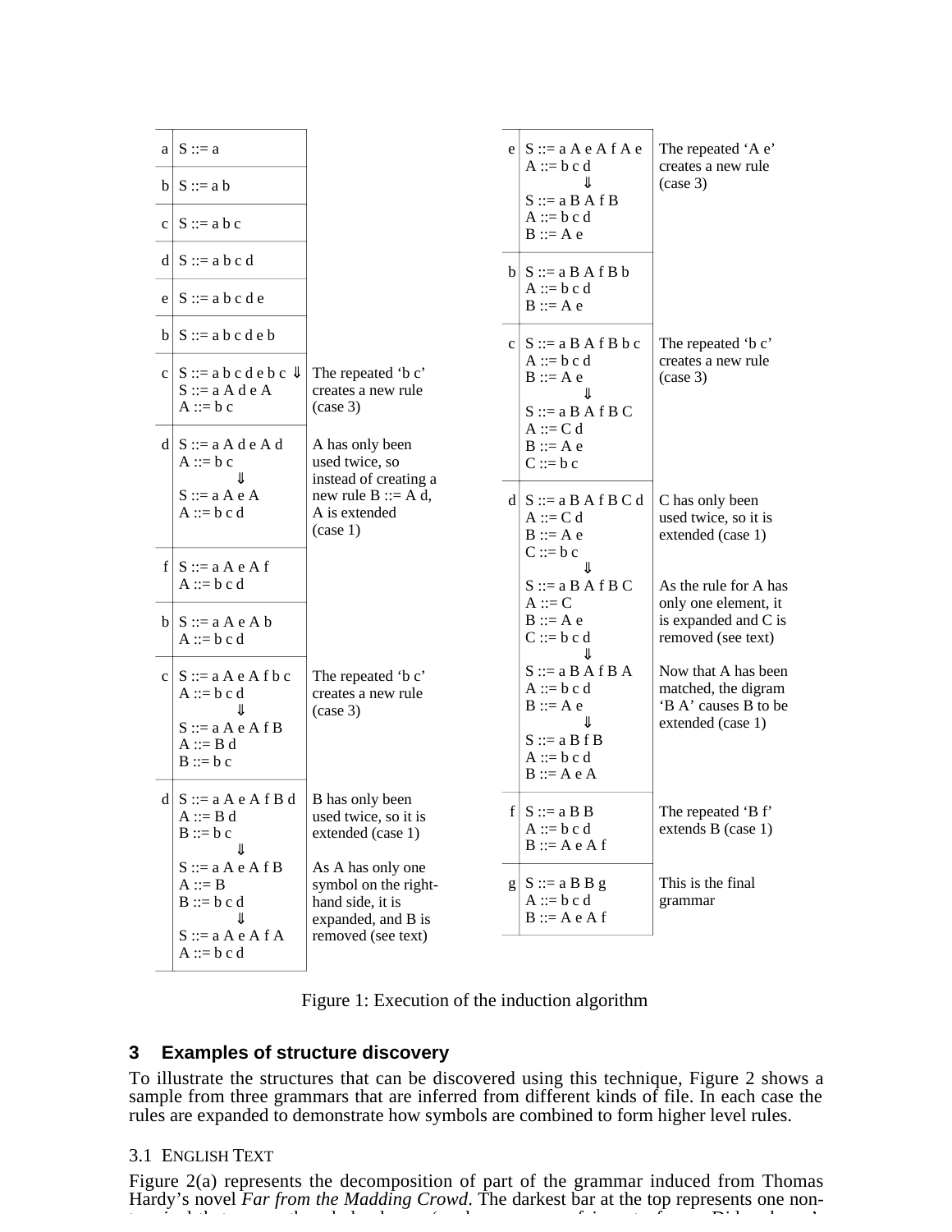| | | |
|---|---|---|
| a | S ::= a | |
| b | S ::= a b | |
| c | S ::= a b c | |
| d | S ::= a b c d | |
| e | S ::= a b c d e | |
| b | S ::= a b c d e b | |
| c | S ::= a b c d e b c ⇓<br>S ::= a A d e A<br>A ::= b c | The repeated ‘b c’ creates a new rule (case 3) |
| d | S ::= a A d e A d<br>A ::= b c<br>⇓<br>S ::= a A e A<br>A ::= b c d | A has only been used twice, so instead of creating a new rule B ::= A d, A is extended (case 1) |
| f | S ::= a A e A f<br>A ::= b c d | |
| b | S ::= a A e A b<br>A ::= b c d | |
| c | S ::= a A e A f b c<br>A ::= b c d<br>⇓<br>S ::= a A e A f B<br>A ::= B d<br>B ::= b c | The repeated ‘b c’ creates a new rule (case 3) |
| d | S ::= a A e A f B d<br>A ::= B d<br>B ::= b c<br>⇓<br>S ::= a A e A f B<br>A ::= B<br>B ::= b c d<br>⇓<br>S ::= a A e A f A<br>A ::= b c d | B has only been used twice, so it is extended (case 1)<br><br>As A has only one symbol on the right-hand side, it is expanded, and B is removed (see text) |
| e | S ::= a A e A f A e<br>A ::= b c d<br>⇓<br>S ::= a B A f B<br>A ::= b c d<br>B ::= A e | The repeated ‘A e’ creates a new rule (case 3) |
| b | S ::= a B A f B b<br>A ::= b c d<br>B ::= A e | |
| c | S ::= a B A f B b c<br>A ::= b c d<br>B ::= A e<br>⇓<br>S ::= a B A f B C<br>A ::= C d<br>B ::= A e<br>C ::= b c | The repeated ‘b c’ creates a new rule (case 3) |
| d | S ::= a B A f B C d<br>A ::= C d<br>B ::= A e<br>C ::= b c<br>⇓<br>S ::= a B A f B C<br>A ::= C<br>B ::= A e<br>C ::= b c d<br>⇓<br>S ::= a B A f B A<br>A ::= b c d<br>B ::= A e<br>⇓<br>S ::= a B f B<br>A ::= b c d<br>B ::= A e A | C has only been used twice, so it is extended (case 1)<br><br>As the rule for A has only one element, it is expanded and C is removed (see text)<br><br>Now that A has been matched, the digram ‘B A’ causes B to be extended (case 1) |
| f | S ::= a B B<br>A ::= b c d<br>B ::= A e A f | The repeated ‘B f’ extends B (case 1) |
| g | S ::= a B B g<br>A ::= b c d<br>B ::= A e A f | This is the final grammar |

Figure 1: Execution of the induction algorithm

## 3 Examples of structure discovery

To illustrate the structures that can be discovered using this technique, Figure 2 shows a sample from three grammars that are inferred from different kinds of file. In each case the rules are expanded to demonstrate how symbols are combined to form higher level rules.

### 3.1 English Text

Figure 2(a) represents the decomposition of part of the grammar induced from Thomas Hardy's novel *Far from the Madding Crowd*. The darkest bar at the top represents one non-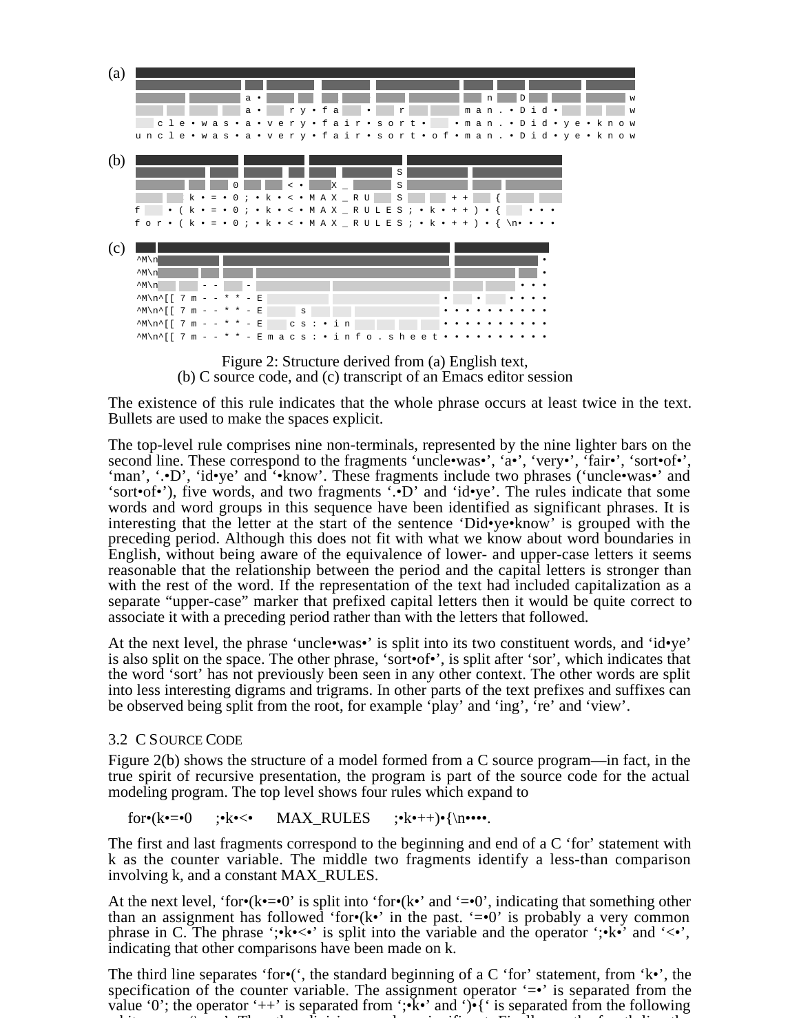Figure 2: Structure derived from (a) English text,
(b) C source code, and (c) transcript of an Emacs editor session

The existence of this rule indicates that the whole phrase occurs at least twice in the text. Bullets are used to make the spaces explicit.

The top-level rule comprises nine non-terminals, represented by the nine lighter bars on the second line. These correspond to the fragments ‘uncle•was•’, ‘a•’, ‘very•’, ‘fair•’, ‘sort•of•’, ‘man’, ‘.•D’, ‘id•ye’ and ‘•know’. These fragments include two phrases (‘uncle•was•’ and ‘sort•of•’), five words, and two fragments ‘.•D’ and ‘id•ye’. The rules indicate that some words and word groups in this sequence have been identified as significant phrases. It is interesting that the letter at the start of the sentence ‘Did•ye•know’ is grouped with the preceding period. Although this does not fit with what we know about word boundaries in English, without being aware of the equivalence of lower- and upper-case letters it seems reasonable that the relationship between the period and the capital letters is stronger than with the rest of the word. If the representation of the text had included capitalization as a separate “upper-case” marker that prefixed capital letters then it would be quite correct to associate it with a preceding period rather than with the letters that followed.

At the next level, the phrase ‘uncle•was•’ is split into its two constituent words, and ‘id•ye’ is also split on the space. The other phrase, ‘sort•of•’, is split after ‘sor’, which indicates that the word ‘sort’ has not previously been seen in any other context. The other words are split into less interesting digrams and trigrams. In other parts of the text prefixes and suffixes can be observed being split from the root, for example ‘play’ and ‘ing’, ‘re’ and ‘view’.

### 3.2 C Source Code

Figure 2(b) shows the structure of a model formed from a C source program—in fact, in the true spirit of recursive presentation, the program is part of the source code for the actual modeling program. The top level shows four rules which expand to

for•(k•=•0 ;•k•<• MAX_RULES ;•k•++)•{\n••••.

The first and last fragments correspond to the beginning and end of a C ‘for’ statement with k as the counter variable. The middle two fragments identify a less-than comparison involving k, and a constant MAX_RULES.

At the next level, ‘for•(k•=•0’ is split into ‘for•(k•’ and ‘=•0’, indicating that something other than an assignment has followed ‘for•(k•’ in the past. ‘=•0’ is probably a very common phrase in C. The phrase ‘;•k•<•’ is split into the variable and the operator ‘;•k•’ and ‘<•’, indicating that other comparisons have been made on k.

The third line separates ‘for•(‘, the standard beginning of a C ‘for’ statement, from ‘k•’, the specification of the counter variable. The assignment operator ‘=•’ is separated from the value ‘0’; the operator ‘++’ is separated from ‘;•k•’ and ‘)•{‘ is separated from the following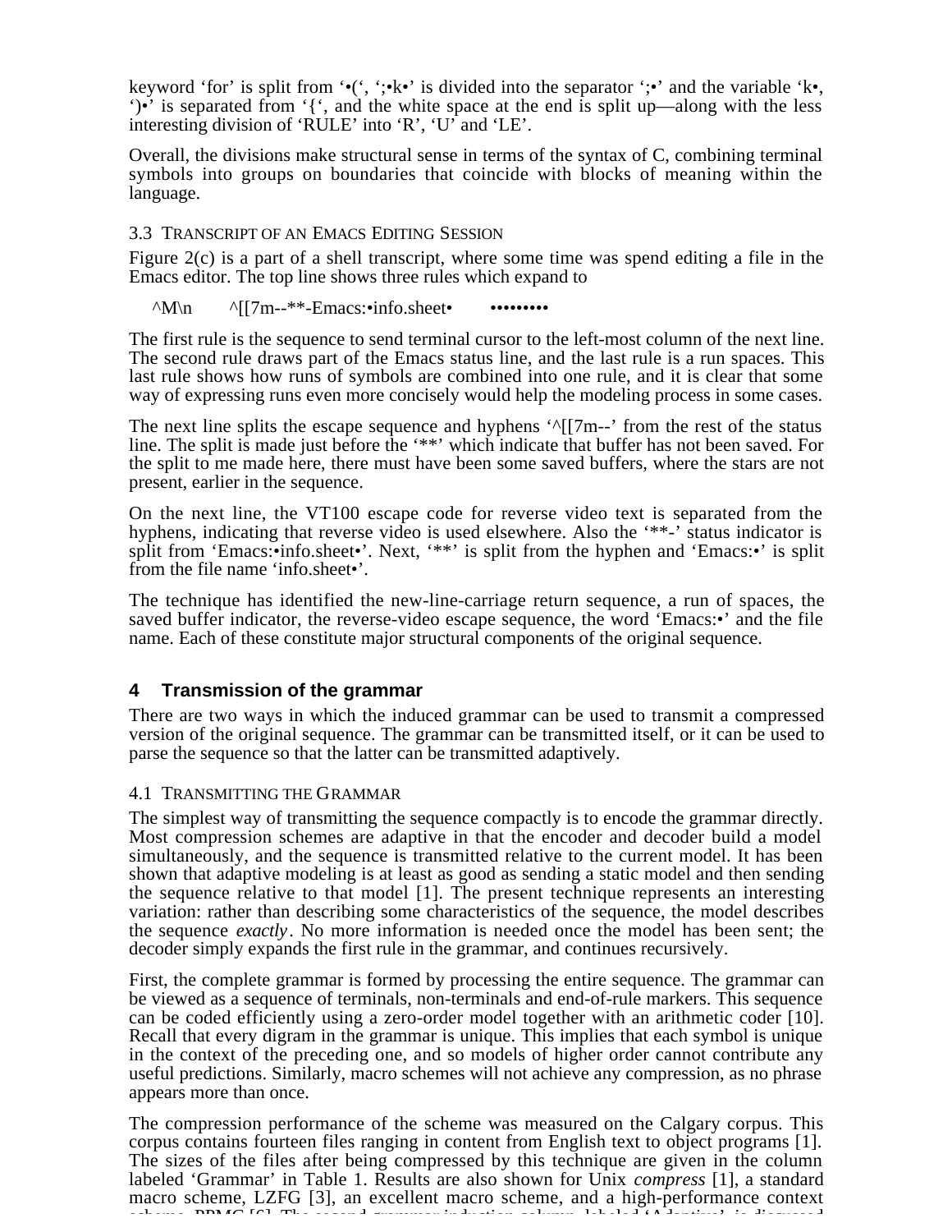keyword 'for' is split from '•(', ';•k•' is divided into the separator ';•' and the variable 'k•', ')•' is separated from '{', and the white space at the end is split up—along with the less interesting division of 'RULE' into 'R', 'U' and 'LE'.

Overall, the divisions make structural sense in terms of the syntax of C, combining terminal symbols into groups on boundaries that coincide with blocks of meaning within the language.

### 3.3 Transcript of an Emacs Editing Session

Figure 2(c) is a part of a shell transcript, where some time was spend editing a file in the Emacs editor. The top line shows three rules which expand to

^M\n    ^[[7m--**-Emacs:•info.sheet•    •••••••••

The first rule is the sequence to send terminal cursor to the left-most column of the next line. The second rule draws part of the Emacs status line, and the last rule is a run spaces. This last rule shows how runs of symbols are combined into one rule, and it is clear that some way of expressing runs even more concisely would help the modeling process in some cases.

The next line splits the escape sequence and hyphens '^[[7m--' from the rest of the status line. The split is made just before the '**' which indicate that buffer has not been saved. For the split to me made here, there must have been some saved buffers, where the stars are not present, earlier in the sequence.

On the next line, the VT100 escape code for reverse video text is separated from the hyphens, indicating that reverse video is used elsewhere. Also the '**-' status indicator is split from 'Emacs:•info.sheet•'. Next, '**' is split from the hyphen and 'Emacs:•' is split from the file name 'info.sheet•'.

The technique has identified the new-line-carriage return sequence, a run of spaces, the saved buffer indicator, the reverse-video escape sequence, the word 'Emacs:•' and the file name. Each of these constitute major structural components of the original sequence.

## 4 Transmission of the grammar

There are two ways in which the induced grammar can be used to transmit a compressed version of the original sequence. The grammar can be transmitted itself, or it can be used to parse the sequence so that the latter can be transmitted adaptively.

### 4.1 Transmitting the Grammar

The simplest way of transmitting the sequence compactly is to encode the grammar directly. Most compression schemes are adaptive in that the encoder and decoder build a model simultaneously, and the sequence is transmitted relative to the current model. It has been shown that adaptive modeling is at least as good as sending a static model and then sending the sequence relative to that model [1]. The present technique represents an interesting variation: rather than describing some characteristics of the sequence, the model describes the sequence *exactly*. No more information is needed once the model has been sent; the decoder simply expands the first rule in the grammar, and continues recursively.

First, the complete grammar is formed by processing the entire sequence. The grammar can be viewed as a sequence of terminals, non-terminals and end-of-rule markers. This sequence can be coded efficiently using a zero-order model together with an arithmetic coder [10]. Recall that every digram in the grammar is unique. This implies that each symbol is unique in the context of the preceding one, and so models of higher order cannot contribute any useful predictions. Similarly, macro schemes will not achieve any compression, as no phrase appears more than once.

The compression performance of the scheme was measured on the Calgary corpus. This corpus contains fourteen files ranging in content from English text to object programs [1]. The sizes of the files after being compressed by this technique are given in the column labeled 'Grammar' in Table 1. Results are also shown for Unix *compress* [1], a standard macro scheme, LZFG [3], an excellent macro scheme, and a high-performance context scheme, PPMC [6]. The second grammar induction column, labeled 'Adaptive', is discussed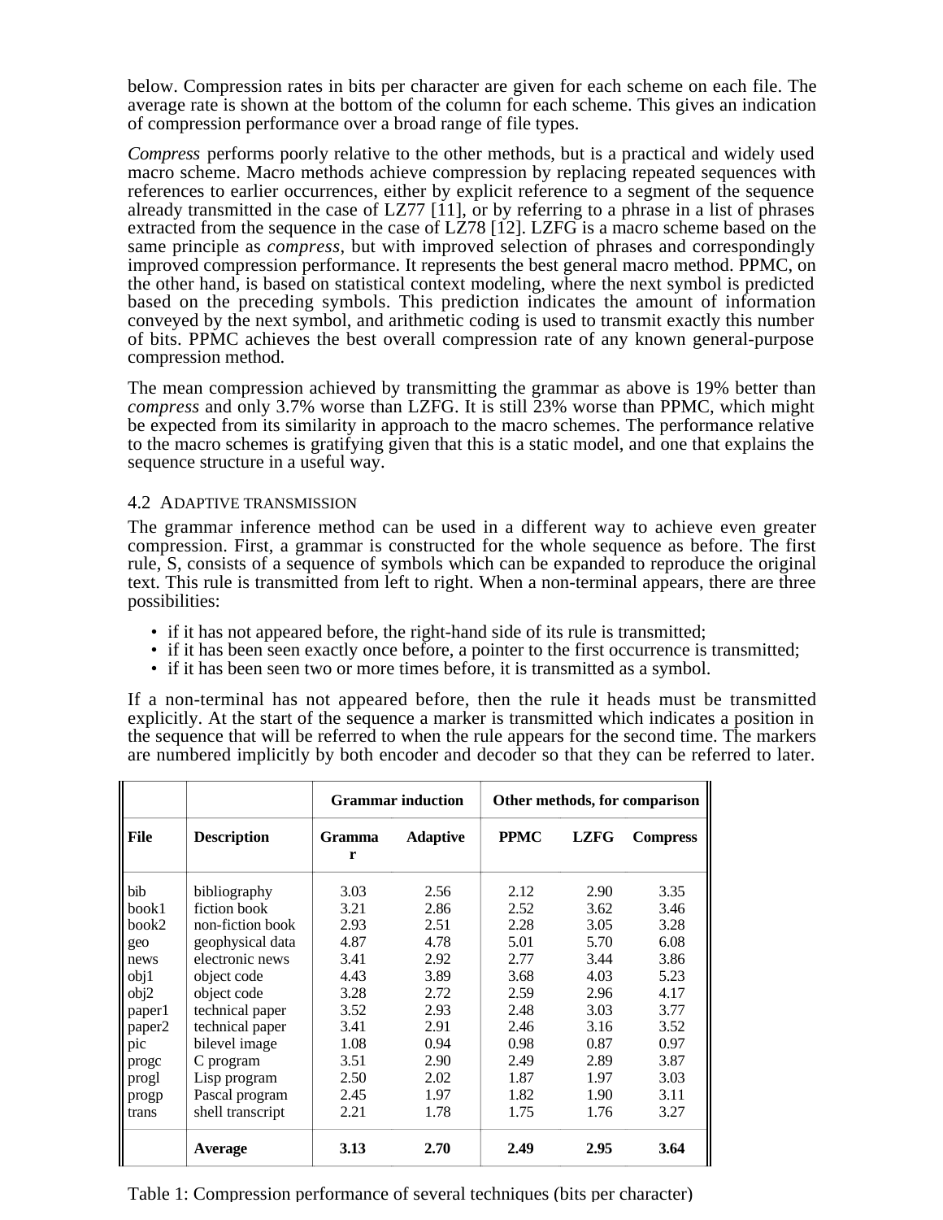below. Compression rates in bits per character are given for each scheme on each file. The average rate is shown at the bottom of the column for each scheme. This gives an indication of compression performance over a broad range of file types.

*Compress* performs poorly relative to the other methods, but is a practical and widely used macro scheme. Macro methods achieve compression by replacing repeated sequences with references to earlier occurrences, either by explicit reference to a segment of the sequence already transmitted in the case of LZ77 [11], or by referring to a phrase in a list of phrases extracted from the sequence in the case of LZ78 [12]. LZFG is a macro scheme based on the same principle as *compress*, but with improved selection of phrases and correspondingly improved compression performance. It represents the best general macro method. PPMC, on the other hand, is based on statistical context modeling, where the next symbol is predicted based on the preceding symbols. This prediction indicates the amount of information conveyed by the next symbol, and arithmetic coding is used to transmit exactly this number of bits. PPMC achieves the best overall compression rate of any known general-purpose compression method.

The mean compression achieved by transmitting the grammar as above is 19% better than *compress* and only 3.7% worse than LZFG. It is still 23% worse than PPMC, which might be expected from its similarity in approach to the macro schemes. The performance relative to the macro schemes is gratifying given that this is a static model, and one that explains the sequence structure in a useful way.

### 4.2 Adaptive transmission

The grammar inference method can be used in a different way to achieve even greater compression. First, a grammar is constructed for the whole sequence as before. The first rule, S, consists of a sequence of symbols which can be expanded to reproduce the original text. This rule is transmitted from left to right. When a non-terminal appears, there are three possibilities:

- if it has not appeared before, the right-hand side of its rule is transmitted;
- if it has been seen exactly once before, a pointer to the first occurrence is transmitted;
- if it has been seen two or more times before, it is transmitted as a symbol.

If a non-terminal has not appeared before, then the rule it heads must be transmitted explicitly. At the start of the sequence a marker is transmitted which indicates a position in the sequence that will be referred to when the rule appears for the second time. The markers are numbered implicitly by both encoder and decoder so that they can be referred to later.

| | | Grammar induction | | Other methods, for comparison | | |
|---|---|---|---|---|---|---|
| **File** | **Description** | **Grammar** | **Adaptive** | **PPMC** | **LZFG** | **Compress** |
| bib | bibliography | 3.03 | 2.56 | 2.12 | 2.90 | 3.35 |
| book1 | fiction book | 3.21 | 2.86 | 2.52 | 3.62 | 3.46 |
| book2 | non-fiction book | 2.93 | 2.51 | 2.28 | 3.05 | 3.28 |
| geo | geophysical data | 4.87 | 4.78 | 5.01 | 5.70 | 6.08 |
| news | electronic news | 3.41 | 2.92 | 2.77 | 3.44 | 3.86 |
| obj1 | object code | 4.43 | 3.89 | 3.68 | 4.03 | 5.23 |
| obj2 | object code | 3.28 | 2.72 | 2.59 | 2.96 | 4.17 |
| paper1 | technical paper | 3.52 | 2.93 | 2.48 | 3.03 | 3.77 |
| paper2 | technical paper | 3.41 | 2.91 | 2.46 | 3.16 | 3.52 |
| pic | bilevel image | 1.08 | 0.94 | 0.98 | 0.87 | 0.97 |
| progc | C program | 3.51 | 2.90 | 2.49 | 2.89 | 3.87 |
| progl | Lisp program | 2.50 | 2.02 | 1.87 | 1.97 | 3.03 |
| progp | Pascal program | 2.45 | 1.97 | 1.82 | 1.90 | 3.11 |
| trans | shell transcript | 2.21 | 1.78 | 1.75 | 1.76 | 3.27 |
| | **Average** | **3.13** | **2.70** | **2.49** | **2.95** | **3.64** |

Table 1: Compression performance of several techniques (bits per character)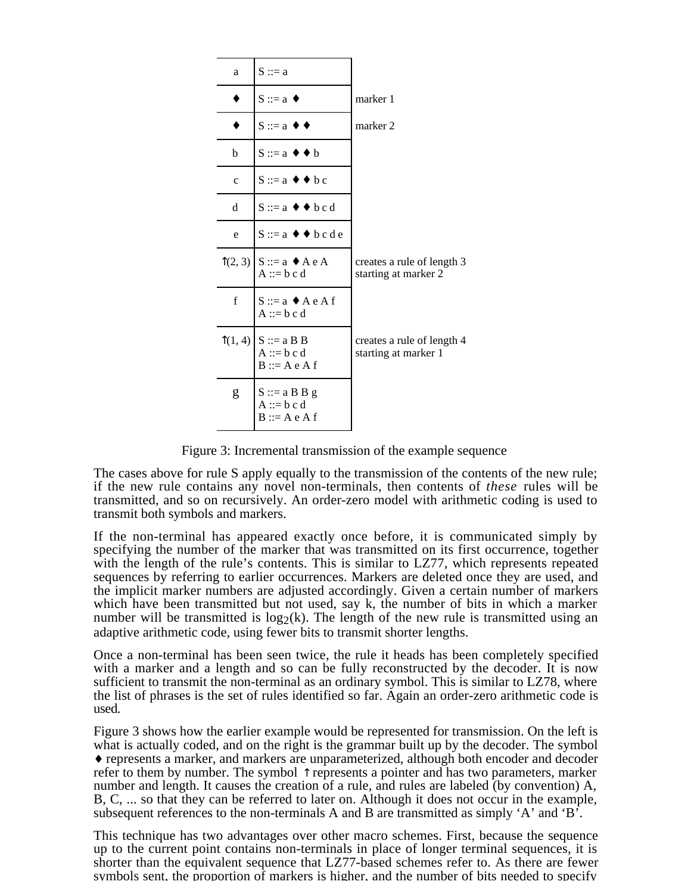| | | |
|---|---|---|
| a | S ::= a | |
| ♦ | S ::= a ♦ | marker 1 |
| ♦ | S ::= a ♦ ♦ | marker 2 |
| b | S ::= a ♦ ♦ b | |
| c | S ::= a ♦ ♦ b c | |
| d | S ::= a ♦ ♦ b c d | |
| e | S ::= a ♦ ♦ b c d e | |
| ↑(2, 3) | S ::= a ♦ A e A<br>A ::= b c d | creates a rule of length 3 starting at marker 2 |
| f | S ::= a ♦ A e A f<br>A ::= b c d | |
| ↑(1, 4) | S ::= a B B<br>A ::= b c d<br>B ::= A e A f | creates a rule of length 4 starting at marker 1 |
| g | S ::= a B B g<br>A ::= b c d<br>B ::= A e A f | |

Figure 3: Incremental transmission of the example sequence

The cases above for rule S apply equally to the transmission of the contents of the new rule; if the new rule contains any novel non-terminals, then contents of *these* rules will be transmitted, and so on recursively. An order-zero model with arithmetic coding is used to transmit both symbols and markers.

If the non-terminal has appeared exactly once before, it is communicated simply by specifying the number of the marker that was transmitted on its first occurrence, together with the length of the rule's contents. This is similar to LZ77, which represents repeated sequences by referring to earlier occurrences. Markers are deleted once they are used, and the implicit marker numbers are adjusted accordingly. Given a certain number of markers which have been transmitted but not used, say k, the number of bits in which a marker number will be transmitted is $\log_2(k)$. The length of the new rule is transmitted using an adaptive arithmetic code, using fewer bits to transmit shorter lengths.

Once a non-terminal has been seen twice, the rule it heads has been completely specified with a marker and a length and so can be fully reconstructed by the decoder. It is now sufficient to transmit the non-terminal as an ordinary symbol. This is similar to LZ78, where the list of phrases is the set of rules identified so far. Again an order-zero arithmetic code is used.

Figure 3 shows how the earlier example would be represented for transmission. On the left is what is actually coded, and on the right is the grammar built up by the decoder. The symbol ♦ represents a marker, and markers are unparameterized, although both encoder and decoder refer to them by number. The symbol ↑ represents a pointer and has two parameters, marker number and length. It causes the creation of a rule, and rules are labeled (by convention) A, B, C, ... so that they can be referred to later on. Although it does not occur in the example, subsequent references to the non-terminals A and B are transmitted as simply 'A' and 'B'.

This technique has two advantages over other macro schemes. First, because the sequence up to the current point contains non-terminals in place of longer terminal sequences, it is shorter than the equivalent sequence that LZ77-based schemes refer to. As there are fewer symbols sent, the proportion of markers is higher, and the number of bits needed to specify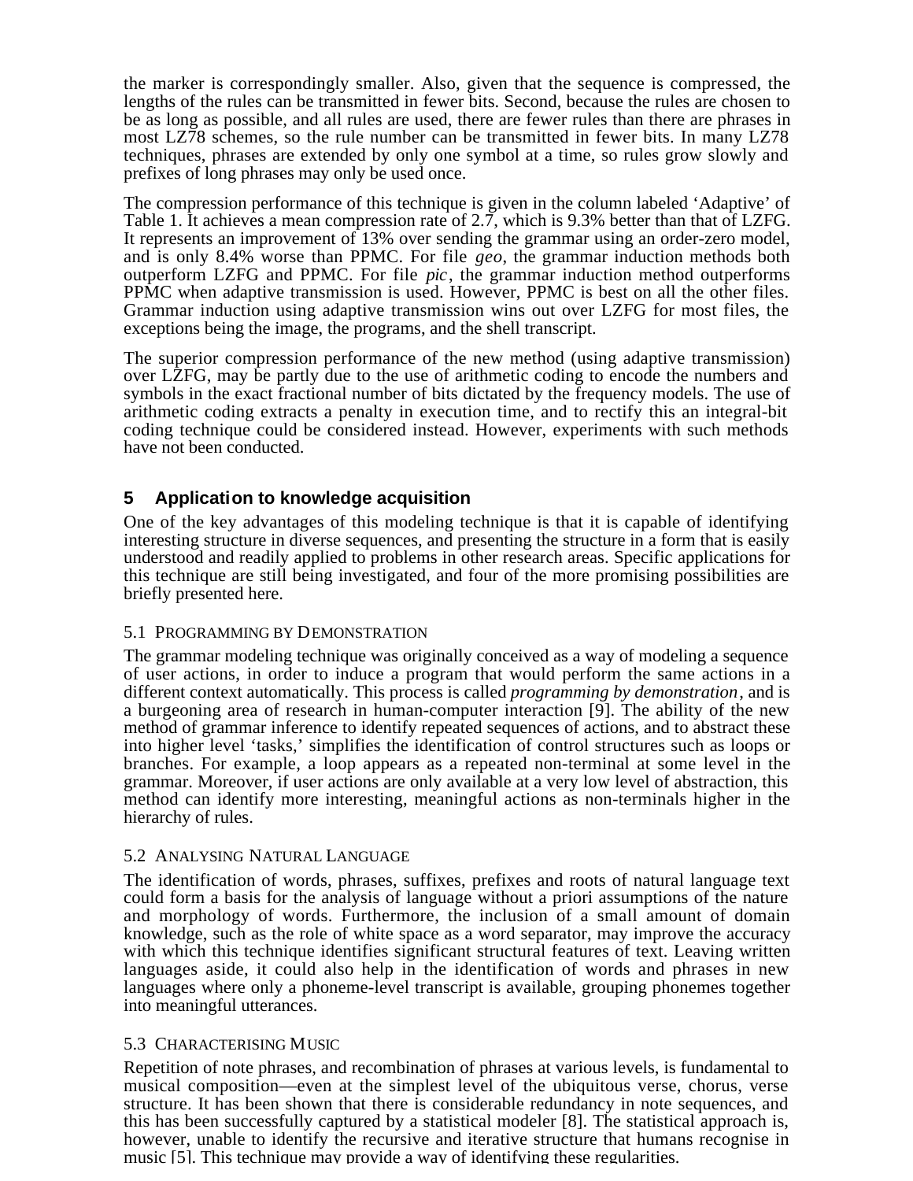the marker is correspondingly smaller. Also, given that the sequence is compressed, the lengths of the rules can be transmitted in fewer bits. Second, because the rules are chosen to be as long as possible, and all rules are used, there are fewer rules than there are phrases in most LZ78 schemes, so the rule number can be transmitted in fewer bits. In many LZ78 techniques, phrases are extended by only one symbol at a time, so rules grow slowly and prefixes of long phrases may only be used once.

The compression performance of this technique is given in the column labeled 'Adaptive' of Table 1. It achieves a mean compression rate of 2.7, which is 9.3% better than that of LZFG. It represents an improvement of 13% over sending the grammar using an order-zero model, and is only 8.4% worse than PPMC. For file *geo*, the grammar induction methods both outperform LZFG and PPMC. For file *pic*, the grammar induction method outperforms PPMC when adaptive transmission is used. However, PPMC is best on all the other files. Grammar induction using adaptive transmission wins out over LZFG for most files, the exceptions being the image, the programs, and the shell transcript.

The superior compression performance of the new method (using adaptive transmission) over LZFG, may be partly due to the use of arithmetic coding to encode the numbers and symbols in the exact fractional number of bits dictated by the frequency models. The use of arithmetic coding extracts a penalty in execution time, and to rectify this an integral-bit coding technique could be considered instead. However, experiments with such methods have not been conducted.

## 5 Application to knowledge acquisition

One of the key advantages of this modeling technique is that it is capable of identifying interesting structure in diverse sequences, and presenting the structure in a form that is easily understood and readily applied to problems in other research areas. Specific applications for this technique are still being investigated, and four of the more promising possibilities are briefly presented here.

### 5.1 Programming by Demonstration

The grammar modeling technique was originally conceived as a way of modeling a sequence of user actions, in order to induce a program that would perform the same actions in a different context automatically. This process is called *programming by demonstration*, and is a burgeoning area of research in human-computer interaction [9]. The ability of the new method of grammar inference to identify repeated sequences of actions, and to abstract these into higher level 'tasks,' simplifies the identification of control structures such as loops or branches. For example, a loop appears as a repeated non-terminal at some level in the grammar. Moreover, if user actions are only available at a very low level of abstraction, this method can identify more interesting, meaningful actions as non-terminals higher in the hierarchy of rules.

### 5.2 Analysing Natural Language

The identification of words, phrases, suffixes, prefixes and roots of natural language text could form a basis for the analysis of language without a priori assumptions of the nature and morphology of words. Furthermore, the inclusion of a small amount of domain knowledge, such as the role of white space as a word separator, may improve the accuracy with which this technique identifies significant structural features of text. Leaving written languages aside, it could also help in the identification of words and phrases in new languages where only a phoneme-level transcript is available, grouping phonemes together into meaningful utterances.

### 5.3 Characterising Music

Repetition of note phrases, and recombination of phrases at various levels, is fundamental to musical composition—even at the simplest level of the ubiquitous verse, chorus, verse structure. It has been shown that there is considerable redundancy in note sequences, and this has been successfully captured by a statistical modeler [8]. The statistical approach is, however, unable to identify the recursive and iterative structure that humans recognise in music [5]. This technique may provide a way of identifying these regularities.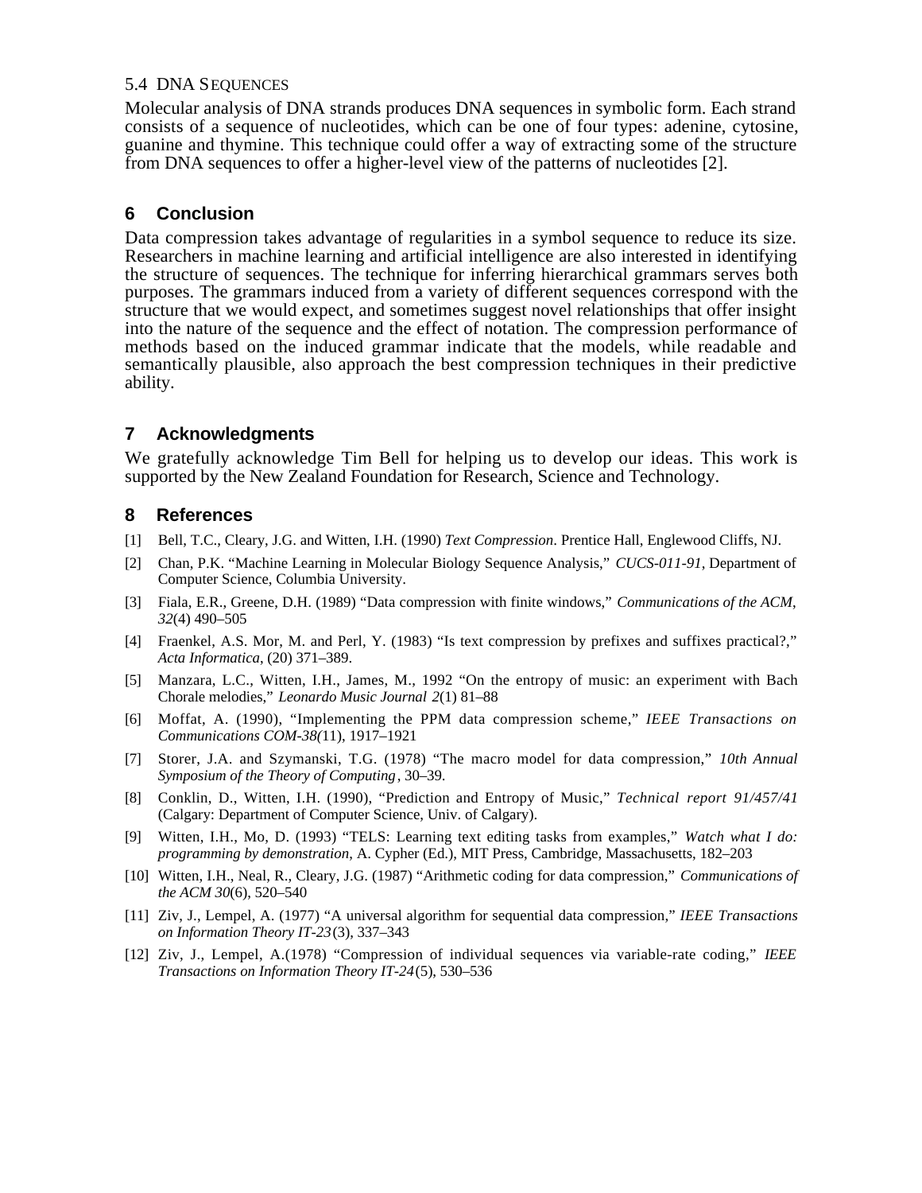### 5.4 DNA SEQUENCES

Molecular analysis of DNA strands produces DNA sequences in symbolic form. Each strand consists of a sequence of nucleotides, which can be one of four types: adenine, cytosine, guanine and thymine. This technique could offer a way of extracting some of the structure from DNA sequences to offer a higher-level view of the patterns of nucleotides [2].

## 6 Conclusion

Data compression takes advantage of regularities in a symbol sequence to reduce its size. Researchers in machine learning and artificial intelligence are also interested in identifying the structure of sequences. The technique for inferring hierarchical grammars serves both purposes. The grammars induced from a variety of different sequences correspond with the structure that we would expect, and sometimes suggest novel relationships that offer insight into the nature of the sequence and the effect of notation. The compression performance of methods based on the induced grammar indicate that the models, while readable and semantically plausible, also approach the best compression techniques in their predictive ability.

## 7 Acknowledgments

We gratefully acknowledge Tim Bell for helping us to develop our ideas. This work is supported by the New Zealand Foundation for Research, Science and Technology.

## 8 References

[1] Bell, T.C., Cleary, J.G. and Witten, I.H. (1990) *Text Compression*. Prentice Hall, Englewood Cliffs, NJ.

[2] Chan, P.K. "Machine Learning in Molecular Biology Sequence Analysis," *CUCS-011-91*, Department of Computer Science, Columbia University.

[3] Fiala, E.R., Greene, D.H. (1989) "Data compression with finite windows," *Communications of the ACM*, *32*(4) 490–505

[4] Fraenkel, A.S. Mor, M. and Perl, Y. (1983) "Is text compression by prefixes and suffixes practical?," *Acta Informatica*, (20) 371–389.

[5] Manzara, L.C., Witten, I.H., James, M., 1992 "On the entropy of music: an experiment with Bach Chorale melodies," *Leonardo Music Journal 2*(1) 81–88

[6] Moffat, A. (1990), "Implementing the PPM data compression scheme," *IEEE Transactions on Communications COM-38(*11), 1917–1921

[7] Storer, J.A. and Szymanski, T.G. (1978) "The macro model for data compression," *10th Annual Symposium of the Theory of Computing*, 30–39.

[8] Conklin, D., Witten, I.H. (1990), "Prediction and Entropy of Music," *Technical report 91/457/41* (Calgary: Department of Computer Science, Univ. of Calgary).

[9] Witten, I.H., Mo, D. (1993) "TELS: Learning text editing tasks from examples," *Watch what I do: programming by demonstration*, A. Cypher (Ed.), MIT Press, Cambridge, Massachusetts, 182–203

[10] Witten, I.H., Neal, R., Cleary, J.G. (1987) "Arithmetic coding for data compression," *Communications of the ACM 30*(6), 520–540

[11] Ziv, J., Lempel, A. (1977) "A universal algorithm for sequential data compression," *IEEE Transactions on Information Theory IT-23*(3), 337–343

[12] Ziv, J., Lempel, A.(1978) "Compression of individual sequences via variable-rate coding," *IEEE Transactions on Information Theory IT-24*(5), 530–536